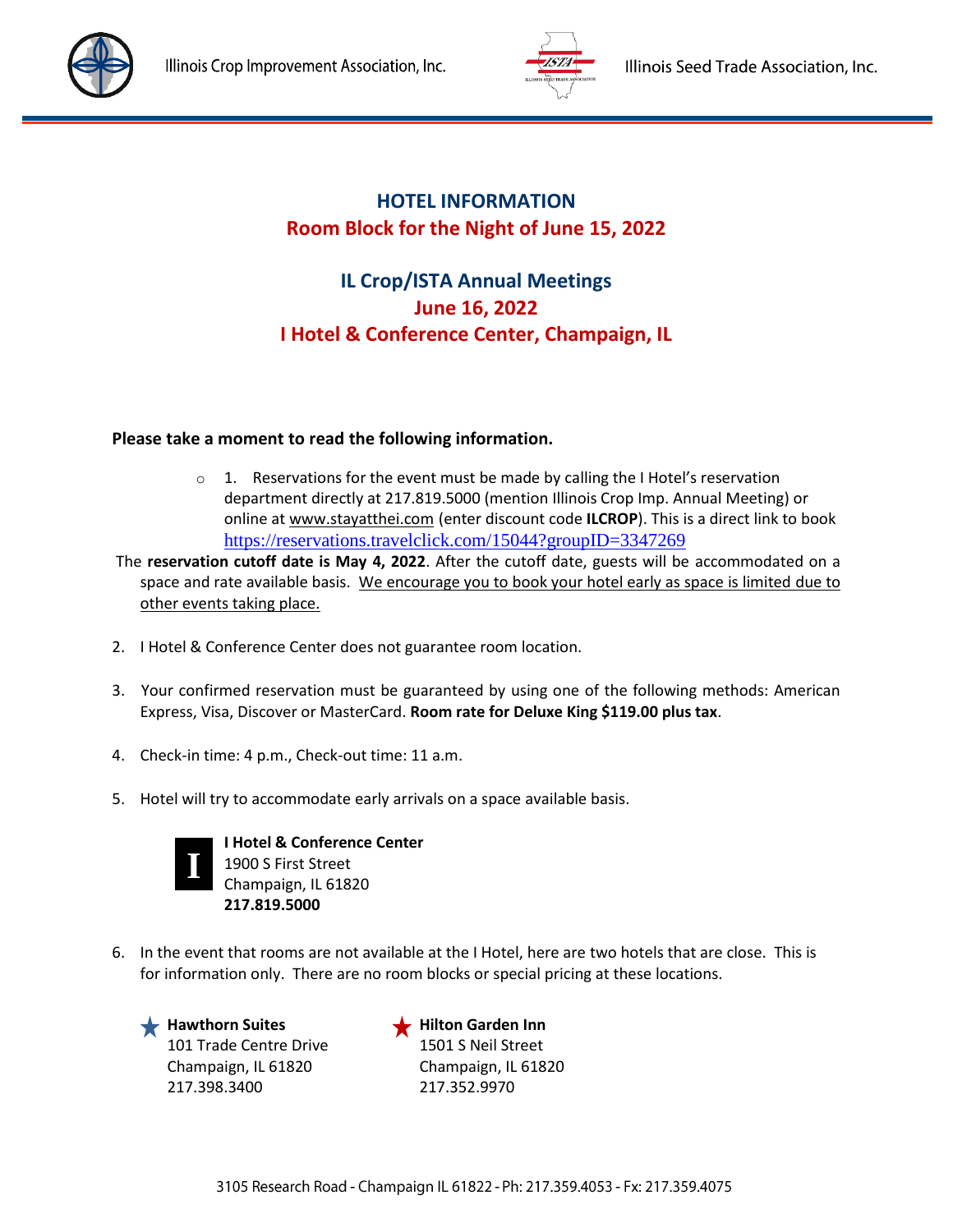Illinois Crop Improvement Association, Inc.     Illinois Seed Trade Association, Inc.

# HOTEL INFORMATION
## Room Block for the Night of June 15, 2022

## IL Crop/ISTA Annual Meetings
## June 16, 2022
## I Hotel & Conference Center, Champaign, IL

**Please take a moment to read the following information.**

1. Reservations for the event must be made by calling the I Hotel's reservation department directly at 217.819.5000 (mention Illinois Crop Imp. Annual Meeting) or online at www.stayatthei.com (enter discount code **ILCROP**). This is a direct link to book https://reservations.travelclick.com/15044?groupID=3347269

   The **reservation cutoff date is May 4, 2022**. After the cutoff date, guests will be accommodated on a space and rate available basis. We encourage you to book your hotel early as space is limited due to other events taking place.

2. I Hotel & Conference Center does not guarantee room location.

3. Your confirmed reservation must be guaranteed by using one of the following methods: American Express, Visa, Discover or MasterCard. **Room rate for Deluxe King $119.00 plus tax**.

4. Check-in time: 4 p.m., Check-out time: 11 a.m.

5. Hotel will try to accommodate early arrivals on a space available basis.

   **I Hotel & Conference Center**
   1900 S First Street
   Champaign, IL 61820
   **217.819.5000**

6. In the event that rooms are not available at the I Hotel, here are two hotels that are close. This is for information only. There are no room blocks or special pricing at these locations.

   **Hawthorn Suites**
   101 Trade Centre Drive
   Champaign, IL 61820
   217.398.3400

   **Hilton Garden Inn**
   1501 S Neil Street
   Champaign, IL 61820
   217.352.9970

3105 Research Road - Champaign IL 61822 - Ph: 217.359.4053 - Fx: 217.359.4075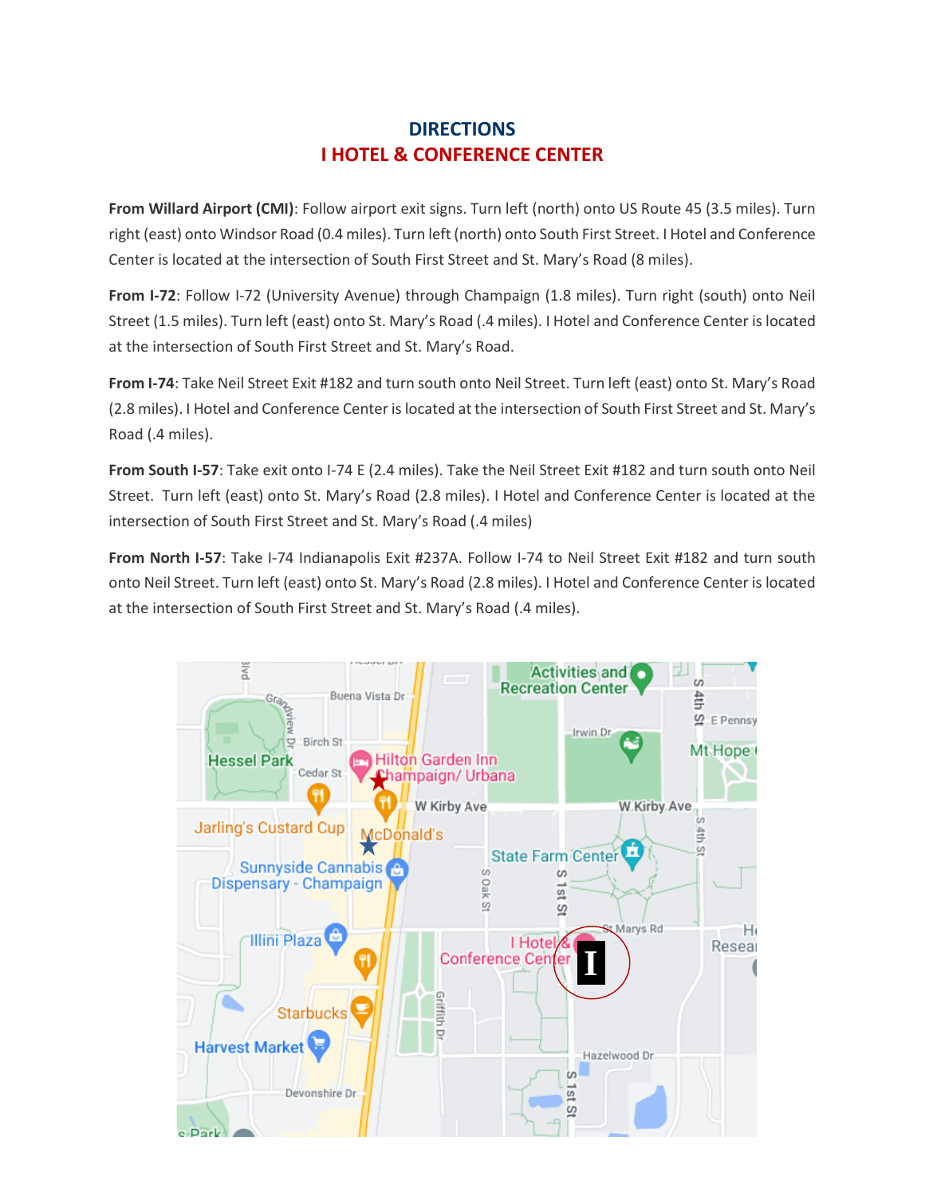# DIRECTIONS
# I HOTEL & CONFERENCE CENTER

**From Willard Airport (CMI)**: Follow airport exit signs. Turn left (north) onto US Route 45 (3.5 miles). Turn right (east) onto Windsor Road (0.4 miles). Turn left (north) onto South First Street. I Hotel and Conference Center is located at the intersection of South First Street and St. Mary's Road (8 miles).

**From I-72**: Follow I-72 (University Avenue) through Champaign (1.8 miles). Turn right (south) onto Neil Street (1.5 miles). Turn left (east) onto St. Mary's Road (.4 miles). I Hotel and Conference Center is located at the intersection of South First Street and St. Mary's Road.

**From I-74**: Take Neil Street Exit #182 and turn south onto Neil Street. Turn left (east) onto St. Mary's Road (2.8 miles). I Hotel and Conference Center is located at the intersection of South First Street and St. Mary's Road (.4 miles).

**From South I-57**: Take exit onto I-74 E (2.4 miles). Take the Neil Street Exit #182 and turn south onto Neil Street. Turn left (east) onto St. Mary's Road (2.8 miles). I Hotel and Conference Center is located at the intersection of South First Street and St. Mary's Road (.4 miles)

**From North I-57**: Take I-74 Indianapolis Exit #237A. Follow I-74 to Neil Street Exit #182 and turn south onto Neil Street. Turn left (east) onto St. Mary's Road (2.8 miles). I Hotel and Conference Center is located at the intersection of South First Street and St. Mary's Road (.4 miles).